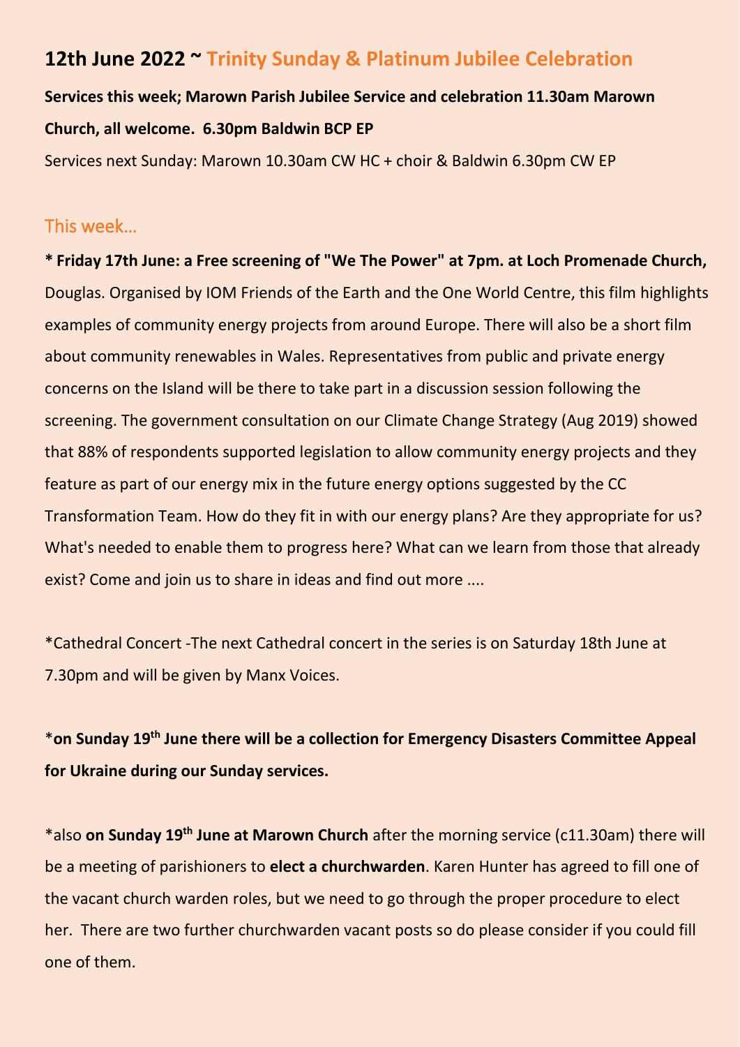## 12th June 2022 ~ Trinity Sunday & Platinum Jubilee Celebration

**Services this week; Marown Parish Jubilee Service and celebration 11.30am Marown Church, all welcome. 6.30pm Baldwin BCP EP**

Services next Sunday: Marown 10.30am CW HC + choir & Baldwin 6.30pm CW EP

### This week…

**\* Friday 17th June: a Free screening of "We The Power" at 7pm. at Loch Promenade Church,** Douglas. Organised by IOM Friends of the Earth and the One World Centre, this film highlights examples of community energy projects from around Europe. There will also be a short film about community renewables in Wales. Representatives from public and private energy concerns on the Island will be there to take part in a discussion session following the screening. The government consultation on our Climate Change Strategy (Aug 2019) showed that 88% of respondents supported legislation to allow community energy projects and they feature as part of our energy mix in the future energy options suggested by the CC Transformation Team. How do they fit in with our energy plans? Are they appropriate for us? What's needed to enable them to progress here? What can we learn from those that already exist? Come and join us to share in ideas and find out more ....

\*Cathedral Concert -The next Cathedral concert in the series is on Saturday 18th June at 7.30pm and will be given by Manx Voices.

\***on Sunday 19th June there will be a collection for Emergency Disasters Committee Appeal for Ukraine during our Sunday services.**

\*also **on Sunday 19th June at Marown Church** after the morning service (c11.30am) there will be a meeting of parishioners to **elect a churchwarden**. Karen Hunter has agreed to fill one of the vacant church warden roles, but we need to go through the proper procedure to elect her. There are two further churchwarden vacant posts so do please consider if you could fill one of them.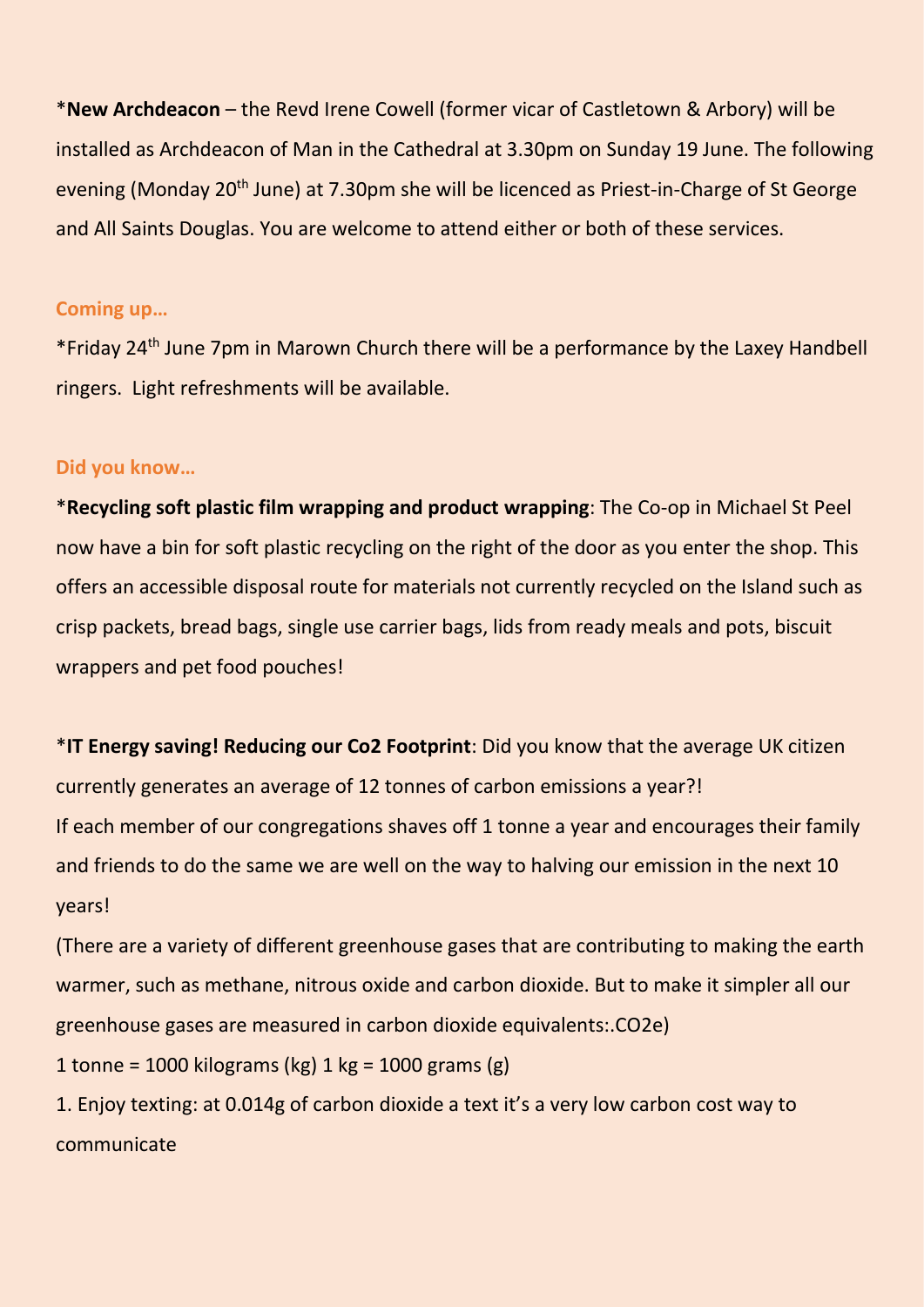*__New Archdeacon__ – the Revd Irene Cowell (former vicar of Castletown & Arbory) will be installed as Archdeacon of Man in the Cathedral at 3.30pm on Sunday 19 June. The following evening (Monday 20th June) at 7.30pm she will be licenced as Priest-in-Charge of St George and All Saints Douglas. You are welcome to attend either or both of these services.

**Coming up…**

*Friday 24th June 7pm in Marown Church there will be a performance by the Laxey Handbell ringers. Light refreshments will be available.

**Did you know…**

*__Recycling soft plastic film wrapping and product wrapping__: The Co-op in Michael St Peel now have a bin for soft plastic recycling on the right of the door as you enter the shop. This offers an accessible disposal route for materials not currently recycled on the Island such as crisp packets, bread bags, single use carrier bags, lids from ready meals and pots, biscuit wrappers and pet food pouches!

*__IT Energy saving! Reducing our Co2 Footprint__: Did you know that the average UK citizen currently generates an average of 12 tonnes of carbon emissions a year?!

If each member of our congregations shaves off 1 tonne a year and encourages their family and friends to do the same we are well on the way to halving our emission in the next 10 years!

(There are a variety of different greenhouse gases that are contributing to making the earth warmer, such as methane, nitrous oxide and carbon dioxide. But to make it simpler all our greenhouse gases are measured in carbon dioxide equivalents:.CO2e)

1 tonne = 1000 kilograms (kg) 1 kg = 1000 grams (g)

1. Enjoy texting: at 0.014g of carbon dioxide a text it's a very low carbon cost way to communicate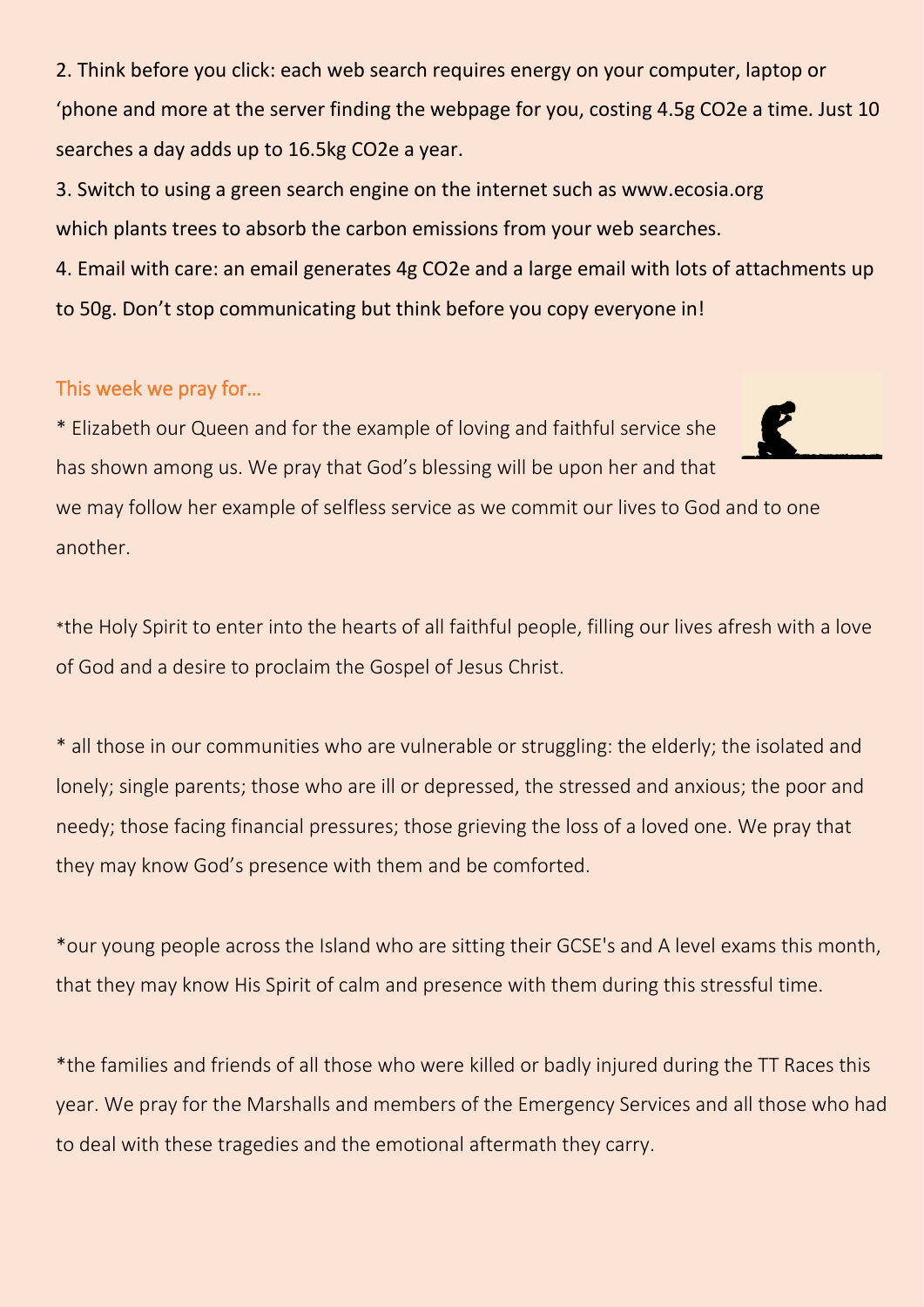2. Think before you click: each web search requires energy on your computer, laptop or 'phone and more at the server finding the webpage for you, costing 4.5g $CO_2e$ a time. Just 10 searches a day adds up to 16.5kg $CO_2e$ a year.

3. Switch to using a green search engine on the internet such as www.ecosia.org which plants trees to absorb the carbon emissions from your web searches.

4. Email with care: an email generates 4g $CO_2e$ and a large email with lots of attachments up to 50g. Don't stop communicating but think before you copy everyone in!

## This week we pray for…

* Elizabeth our Queen and for the example of loving and faithful service she has shown among us. We pray that God's blessing will be upon her and that we may follow her example of selfless service as we commit our lives to God and to one another.

*the Holy Spirit to enter into the hearts of all faithful people, filling our lives afresh with a love of God and a desire to proclaim the Gospel of Jesus Christ.

* all those in our communities who are vulnerable or struggling: the elderly; the isolated and lonely; single parents; those who are ill or depressed, the stressed and anxious; the poor and needy; those facing financial pressures; those grieving the loss of a loved one. We pray that they may know God's presence with them and be comforted.

*our young people across the Island who are sitting their GCSE's and A level exams this month, that they may know His Spirit of calm and presence with them during this stressful time.

*the families and friends of all those who were killed or badly injured during the TT Races this year. We pray for the Marshalls and members of the Emergency Services and all those who had to deal with these tragedies and the emotional aftermath they carry.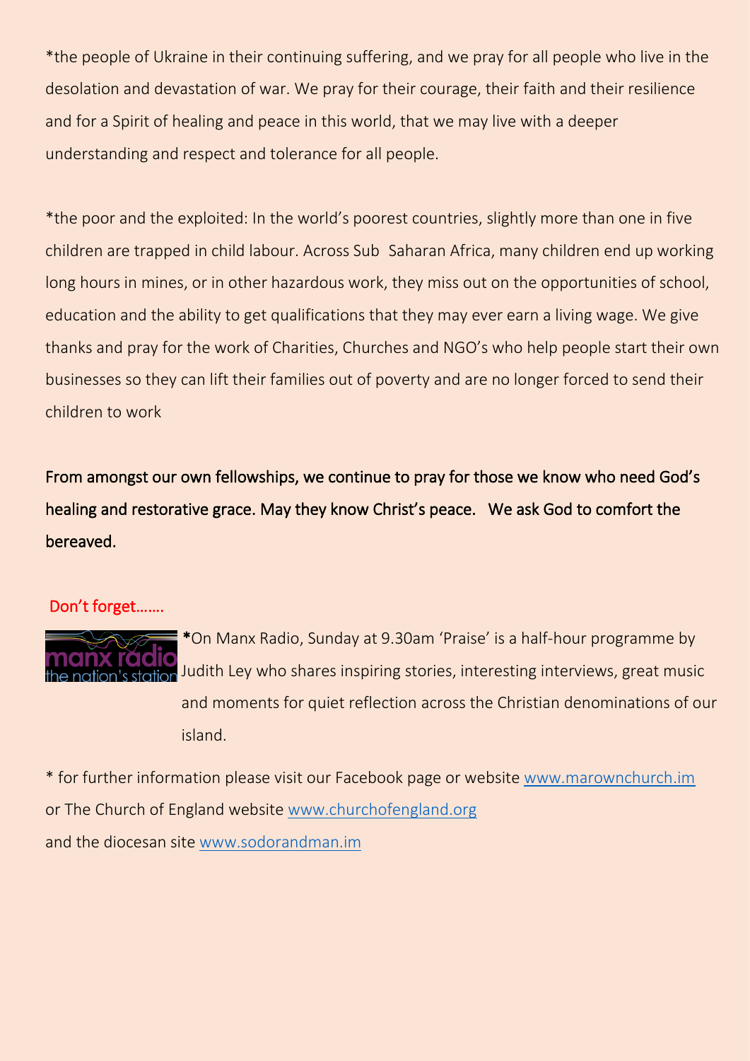*the people of Ukraine in their continuing suffering, and we pray for all people who live in the desolation and devastation of war. We pray for their courage, their faith and their resilience and for a Spirit of healing and peace in this world, that we may live with a deeper understanding and respect and tolerance for all people.

*the poor and the exploited: In the world's poorest countries, slightly more than one in five children are trapped in child labour. Across Sub Saharan Africa, many children end up working long hours in mines, or in other hazardous work, they miss out on the opportunities of school, education and the ability to get qualifications that they may ever earn a living wage. We give thanks and pray for the work of Charities, Churches and NGO's who help people start their own businesses so they can lift their families out of poverty and are no longer forced to send their children to work

From amongst our own fellowships, we continue to pray for those we know who need God's healing and restorative grace. May they know Christ's peace. We ask God to comfort the bereaved.

Don't forget…….

**\***On Manx Radio, Sunday at 9.30am 'Praise' is a half-hour programme by Judith Ley who shares inspiring stories, interesting interviews, great music and moments for quiet reflection across the Christian denominations of our island.

* for further information please visit our Facebook page or website www.marownchurch.im or The Church of England website www.churchofengland.org
and the diocesan site www.sodorandman.im